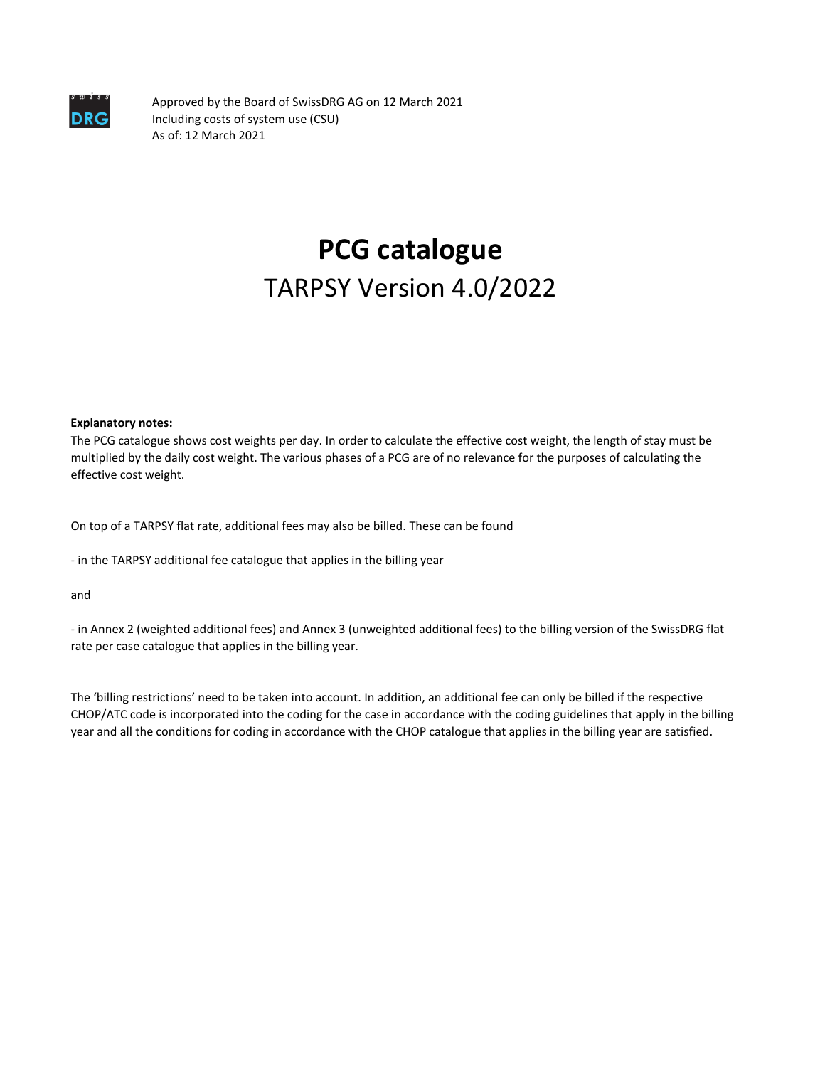Approved by the Board of SwissDRG AG on 12 March 2021
Including costs of system use (CSU)
As of: 12 March 2021

# PCG catalogue

## TARPSY Version 4.0/2022

**Explanatory notes:**

The PCG catalogue shows cost weights per day. In order to calculate the effective cost weight, the length of stay must be multiplied by the daily cost weight. The various phases of a PCG are of no relevance for the purposes of calculating the effective cost weight.

On top of a TARPSY flat rate, additional fees may also be billed. These can be found

- in the TARPSY additional fee catalogue that applies in the billing year

and

- in Annex 2 (weighted additional fees) and Annex 3 (unweighted additional fees) to the billing version of the SwissDRG flat rate per case catalogue that applies in the billing year.

The 'billing restrictions' need to be taken into account. In addition, an additional fee can only be billed if the respective CHOP/ATC code is incorporated into the coding for the case in accordance with the coding guidelines that apply in the billing year and all the conditions for coding in accordance with the CHOP catalogue that applies in the billing year are satisfied.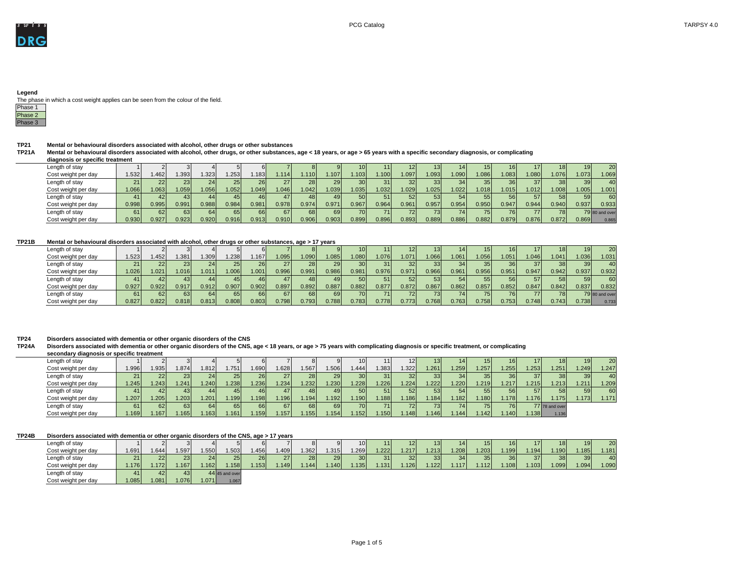**Legend**

The phase in which a cost weight applies can be seen from the colour of the field.

Phase 1

Phase 2

Phase 3

**TP21** **Mental or behavioural disorders associated with alcohol, other drugs or other substances**

**TP21A** **Mental or behavioural disorders associated with alcohol, other drugs, or other substances, age < 18 years, or age > 65 years with a specific secondary diagnosis, or complicating diagnosis or specific treatment**

| Length of stay | 1 | 2 | 3 | 4 | 5 | 6 | 7 | 8 | 9 | 10 | 11 | 12 | 13 | 14 | 15 | 16 | 17 | 18 | 19 | 20 |
|---|---|---|---|---|---|---|---|---|---|---|---|---|---|---|---|---|---|---|---|---|
| Cost weight per day | 1.532 | 1.462 | 1.393 | 1.323 | 1.253 | 1.183 | 1.114 | 1.110 | 1.107 | 1.103 | 1.100 | 1.097 | 1.093 | 1.090 | 1.086 | 1.083 | 1.080 | 1.076 | 1.073 | 1.069 |
| Length of stay | 21 | 22 | 23 | 24 | 25 | 26 | 27 | 28 | 29 | 30 | 31 | 32 | 33 | 34 | 35 | 36 | 37 | 38 | 39 | 40 |
| Cost weight per day | 1.066 | 1.063 | 1.059 | 1.056 | 1.052 | 1.049 | 1.046 | 1.042 | 1.039 | 1.035 | 1.032 | 1.029 | 1.025 | 1.022 | 1.018 | 1.015 | 1.012 | 1.008 | 1.005 | 1.001 |
| Length of stay | 41 | 42 | 43 | 44 | 45 | 46 | 47 | 48 | 49 | 50 | 51 | 52 | 53 | 54 | 55 | 56 | 57 | 58 | 59 | 60 |
| Cost weight per day | 0.998 | 0.995 | 0.991 | 0.988 | 0.984 | 0.981 | 0.978 | 0.974 | 0.971 | 0.967 | 0.964 | 0.961 | 0.957 | 0.954 | 0.950 | 0.947 | 0.944 | 0.940 | 0.937 | 0.933 |
| Length of stay | 61 | 62 | 63 | 64 | 65 | 66 | 67 | 68 | 69 | 70 | 71 | 72 | 73 | 74 | 75 | 76 | 77 | 78 | 79 | 80 and over |
| Cost weight per day | 0.930 | 0.927 | 0.923 | 0.920 | 0.916 | 0.913 | 0.910 | 0.906 | 0.903 | 0.899 | 0.896 | 0.893 | 0.889 | 0.886 | 0.882 | 0.879 | 0.876 | 0.872 | 0.869 | 0.865 |

**TP21B** **Mental or behavioural disorders associated with alcohol, other drugs or other substances, age > 17 years**

| Length of stay | 1 | 2 | 3 | 4 | 5 | 6 | 7 | 8 | 9 | 10 | 11 | 12 | 13 | 14 | 15 | 16 | 17 | 18 | 19 | 20 |
|---|---|---|---|---|---|---|---|---|---|---|---|---|---|---|---|---|---|---|---|---|
| Cost weight per day | 1.523 | 1.452 | 1.381 | 1.309 | 1.238 | 1.167 | 1.095 | 1.090 | 1.085 | 1.080 | 1.076 | 1.071 | 1.066 | 1.061 | 1.056 | 1.051 | 1.046 | 1.041 | 1.036 | 1.031 |
| Length of stay | 21 | 22 | 23 | 24 | 25 | 26 | 27 | 28 | 29 | 30 | 31 | 32 | 33 | 34 | 35 | 36 | 37 | 38 | 39 | 40 |
| Cost weight per day | 1.026 | 1.021 | 1.016 | 1.011 | 1.006 | 1.001 | 0.996 | 0.991 | 0.986 | 0.981 | 0.976 | 0.971 | 0.966 | 0.961 | 0.956 | 0.951 | 0.947 | 0.942 | 0.937 | 0.932 |
| Length of stay | 41 | 42 | 43 | 44 | 45 | 46 | 47 | 48 | 49 | 50 | 51 | 52 | 53 | 54 | 55 | 56 | 57 | 58 | 59 | 60 |
| Cost weight per day | 0.927 | 0.922 | 0.917 | 0.912 | 0.907 | 0.902 | 0.897 | 0.892 | 0.887 | 0.882 | 0.877 | 0.872 | 0.867 | 0.862 | 0.857 | 0.852 | 0.847 | 0.842 | 0.837 | 0.832 |
| Length of stay | 61 | 62 | 63 | 64 | 65 | 66 | 67 | 68 | 69 | 70 | 71 | 72 | 73 | 74 | 75 | 76 | 77 | 78 | 79 | 80 and over |
| Cost weight per day | 0.827 | 0.822 | 0.818 | 0.813 | 0.808 | 0.803 | 0.798 | 0.793 | 0.788 | 0.783 | 0.778 | 0.773 | 0.768 | 0.763 | 0.758 | 0.753 | 0.748 | 0.743 | 0.738 | 0.733 |

**TP24** **Disorders associated with dementia or other organic disorders of the CNS**

**TP24A** **Disorders associated with dementia or other organic disorders of the CNS, age < 18 years, or age > 75 years with complicating diagnosis or specific treatment, or complicating secondary diagnosis or specific treatment**

| Length of stay | 1 | 2 | 3 | 4 | 5 | 6 | 7 | 8 | 9 | 10 | 11 | 12 | 13 | 14 | 15 | 16 | 17 | 18 | 19 | 20 |
|---|---|---|---|---|---|---|---|---|---|---|---|---|---|---|---|---|---|---|---|---|
| Cost weight per day | 1.996 | 1.935 | 1.874 | 1.812 | 1.751 | 1.690 | 1.628 | 1.567 | 1.506 | 1.444 | 1.383 | 1.322 | 1.261 | 1.259 | 1.257 | 1.255 | 1.253 | 1.251 | 1.249 | 1.247 |
| Length of stay | 21 | 22 | 23 | 24 | 25 | 26 | 27 | 28 | 29 | 30 | 31 | 32 | 33 | 34 | 35 | 36 | 37 | 38 | 39 | 40 |
| Cost weight per day | 1.245 | 1.243 | 1.241 | 1.240 | 1.238 | 1.236 | 1.234 | 1.232 | 1.230 | 1.228 | 1.226 | 1.224 | 1.222 | 1.220 | 1.219 | 1.217 | 1.215 | 1.213 | 1.211 | 1.209 |
| Length of stay | 41 | 42 | 43 | 44 | 45 | 46 | 47 | 48 | 49 | 50 | 51 | 52 | 53 | 54 | 55 | 56 | 57 | 58 | 59 | 60 |
| Cost weight per day | 1.207 | 1.205 | 1.203 | 1.201 | 1.199 | 1.198 | 1.196 | 1.194 | 1.192 | 1.190 | 1.188 | 1.186 | 1.184 | 1.182 | 1.180 | 1.178 | 1.176 | 1.175 | 1.173 | 1.171 |
| Length of stay | 61 | 62 | 63 | 64 | 65 | 66 | 67 | 68 | 69 | 70 | 71 | 72 | 73 | 74 | 75 | 76 | 77 | 78 and over | | |
| Cost weight per day | 1.169 | 1.167 | 1.165 | 1.163 | 1.161 | 1.159 | 1.157 | 1.155 | 1.154 | 1.152 | 1.150 | 1.148 | 1.146 | 1.144 | 1.142 | 1.140 | 1.138 | 1.136 | | |

**TP24B** **Disorders associated with dementia or other organic disorders of the CNS, age > 17 years**

| Length of stay | 1 | 2 | 3 | 4 | 5 | 6 | 7 | 8 | 9 | 10 | 11 | 12 | 13 | 14 | 15 | 16 | 17 | 18 | 19 | 20 |
|---|---|---|---|---|---|---|---|---|---|---|---|---|---|---|---|---|---|---|---|---|
| Cost weight per day | 1.691 | 1.644 | 1.597 | 1.550 | 1.503 | 1.456 | 1.409 | 1.362 | 1.315 | 1.269 | 1.222 | 1.217 | 1.213 | 1.208 | 1.203 | 1.199 | 1.194 | 1.190 | 1.185 | 1.181 |
| Length of stay | 21 | 22 | 23 | 24 | 25 | 26 | 27 | 28 | 29 | 30 | 31 | 32 | 33 | 34 | 35 | 36 | 37 | 38 | 39 | 40 |
| Cost weight per day | 1.176 | 1.172 | 1.167 | 1.162 | 1.158 | 1.153 | 1.149 | 1.144 | 1.140 | 1.135 | 1.131 | 1.126 | 1.122 | 1.117 | 1.112 | 1.108 | 1.103 | 1.099 | 1.094 | 1.090 |
| Length of stay | 41 | 42 | 43 | 44 | 45 and over | | | | | | | | | | | | | | | |
| Cost weight per day | 1.085 | 1.081 | 1.076 | 1.071 | 1.067 | | | | | | | | | | | | | | | |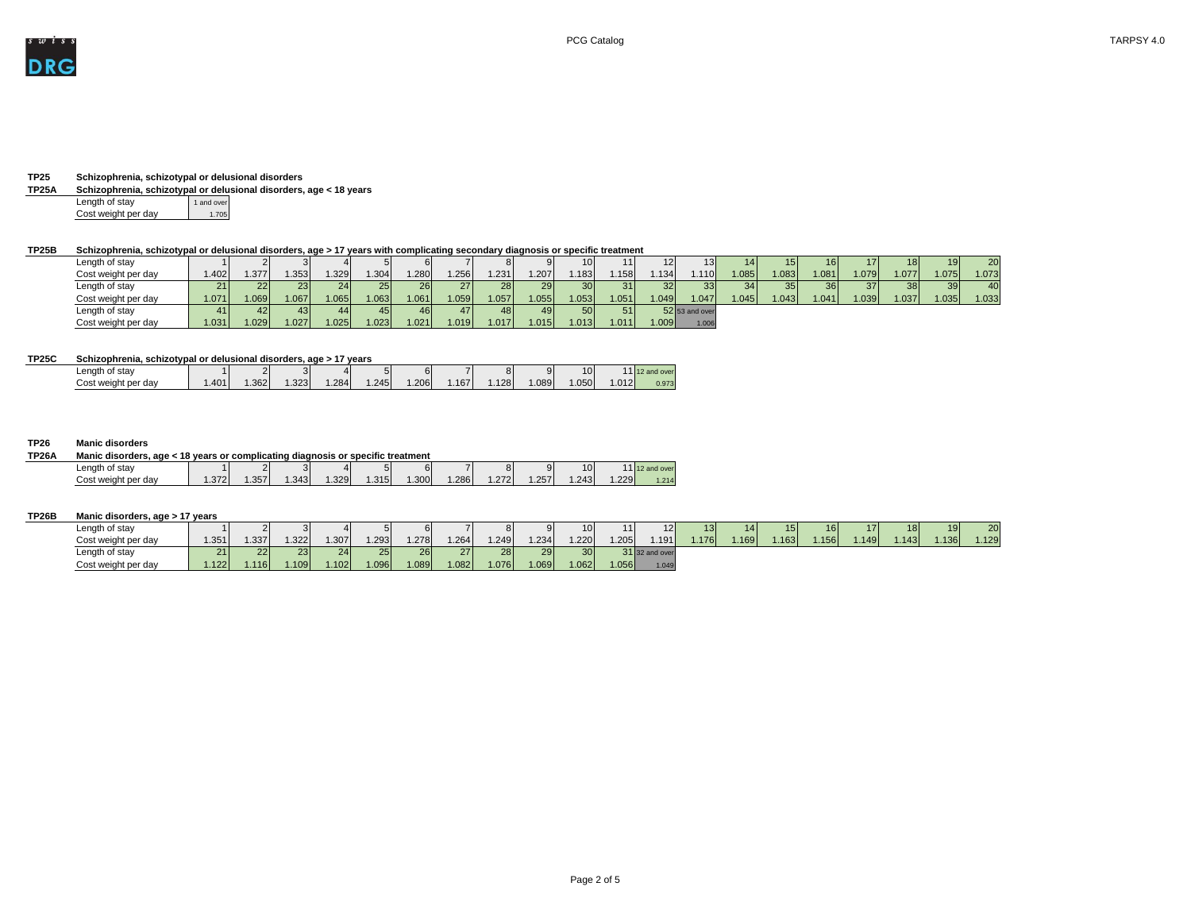**TP25** **Schizophrenia, schizotypal or delusional disorders**

**TP25A** **Schizophrenia, schizotypal or delusional disorders, age < 18 years**

| Length of stay | 1 and over |
|---|---|
| Cost weight per day | 1.705 |

**TP25B** **Schizophrenia, schizotypal or delusional disorders, age > 17 years with complicating secondary diagnosis or specific treatment**

| Length of stay | 1 | 2 | 3 | 4 | 5 | 6 | 7 | 8 | 9 | 10 | 11 | 12 | 13 | 14 | 15 | 16 | 17 | 18 | 19 | 20 |
|---|---|---|---|---|---|---|---|---|---|---|---|---|---|---|---|---|---|---|---|---|
| Cost weight per day | 1.402 | 1.377 | 1.353 | 1.329 | 1.304 | 1.280 | 1.256 | 1.231 | 1.207 | 1.183 | 1.158 | 1.134 | 1.110 | 1.085 | 1.083 | 1.081 | 1.079 | 1.077 | 1.075 | 1.073 |
| Length of stay | 21 | 22 | 23 | 24 | 25 | 26 | 27 | 28 | 29 | 30 | 31 | 32 | 33 | 34 | 35 | 36 | 37 | 38 | 39 | 40 |
| Cost weight per day | 1.071 | 1.069 | 1.067 | 1.065 | 1.063 | 1.061 | 1.059 | 1.057 | 1.055 | 1.053 | 1.051 | 1.049 | 1.047 | 1.045 | 1.043 | 1.041 | 1.039 | 1.037 | 1.035 | 1.033 |
| Length of stay | 41 | 42 | 43 | 44 | 45 | 46 | 47 | 48 | 49 | 50 | 51 | 52 | 53 and over | | | | | | | |
| Cost weight per day | 1.031 | 1.029 | 1.027 | 1.025 | 1.023 | 1.021 | 1.019 | 1.017 | 1.015 | 1.013 | 1.011 | 1.009 | 1.006 | | | | | | | |

**TP25C** **Schizophrenia, schizotypal or delusional disorders, age > 17 years**

| Length of stay | 1 | 2 | 3 | 4 | 5 | 6 | 7 | 8 | 9 | 10 | 11 | 12 and over |
|---|---|---|---|---|---|---|---|---|---|---|---|---|
| Cost weight per day | 1.401 | 1.362 | 1.323 | 1.284 | 1.245 | 1.206 | 1.167 | 1.128 | 1.089 | 1.050 | 1.012 | 0.973 |

**TP26** **Manic disorders**

**TP26A** **Manic disorders, age < 18 years or complicating diagnosis or specific treatment**

| Length of stay | 1 | 2 | 3 | 4 | 5 | 6 | 7 | 8 | 9 | 10 | 11 | 12 and over |
|---|---|---|---|---|---|---|---|---|---|---|---|---|
| Cost weight per day | 1.372 | 1.357 | 1.343 | 1.329 | 1.315 | 1.300 | 1.286 | 1.272 | 1.257 | 1.243 | 1.229 | 1.214 |

**TP26B** **Manic disorders, age > 17 years**

| Length of stay | 1 | 2 | 3 | 4 | 5 | 6 | 7 | 8 | 9 | 10 | 11 | 12 | 13 | 14 | 15 | 16 | 17 | 18 | 19 | 20 |
|---|---|---|---|---|---|---|---|---|---|---|---|---|---|---|---|---|---|---|---|---|
| Cost weight per day | 1.351 | 1.337 | 1.322 | 1.307 | 1.293 | 1.278 | 1.264 | 1.249 | 1.234 | 1.220 | 1.205 | 1.191 | 1.176 | 1.169 | 1.163 | 1.156 | 1.149 | 1.143 | 1.136 | 1.129 |
| Length of stay | 21 | 22 | 23 | 24 | 25 | 26 | 27 | 28 | 29 | 30 | 31 | 32 and over | | | | | | | | |
| Cost weight per day | 1.122 | 1.116 | 1.109 | 1.102 | 1.096 | 1.089 | 1.082 | 1.076 | 1.069 | 1.062 | 1.056 | 1.049 | | | | | | | | |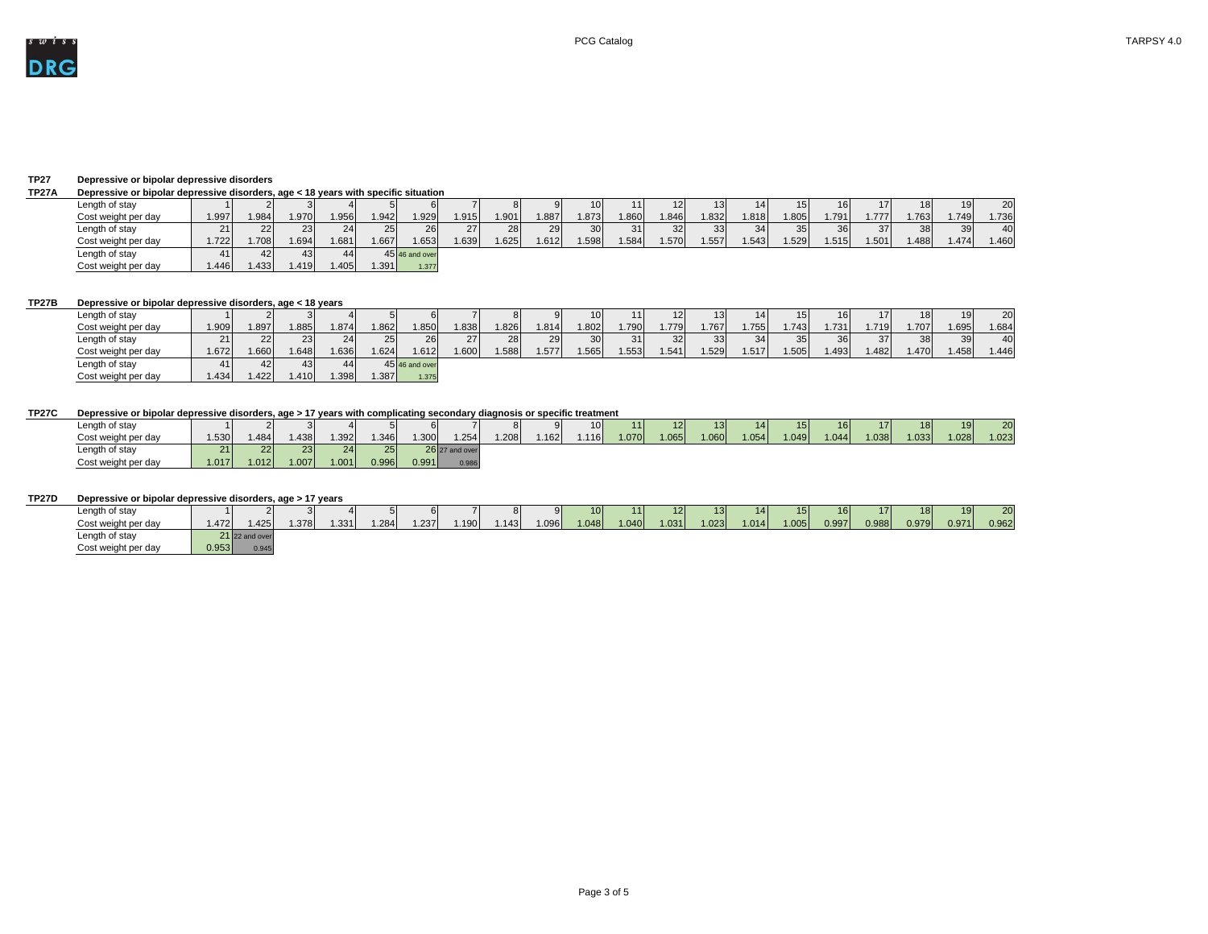## TP27 Depressive or bipolar depressive disorders

### TP27A Depressive or bipolar depressive disorders, age < 18 years with specific situation

| Length of stay | 1 | 2 | 3 | 4 | 5 | 6 | 7 | 8 | 9 | 10 | 11 | 12 | 13 | 14 | 15 | 16 | 17 | 18 | 19 | 20 |
|---|---|---|---|---|---|---|---|---|---|---|---|---|---|---|---|---|---|---|---|---|
| Cost weight per day | 1.997 | 1.984 | 1.970 | 1.956 | 1.942 | 1.929 | 1.915 | 1.901 | 1.887 | 1.873 | 1.860 | 1.846 | 1.832 | 1.818 | 1.805 | 1.791 | 1.777 | 1.763 | 1.749 | 1.736 |
| Length of stay | 21 | 22 | 23 | 24 | 25 | 26 | 27 | 28 | 29 | 30 | 31 | 32 | 33 | 34 | 35 | 36 | 37 | 38 | 39 | 40 |
| Cost weight per day | 1.722 | 1.708 | 1.694 | 1.681 | 1.667 | 1.653 | 1.639 | 1.625 | 1.612 | 1.598 | 1.584 | 1.570 | 1.557 | 1.543 | 1.529 | 1.515 | 1.501 | 1.488 | 1.474 | 1.460 |
| Length of stay | 41 | 42 | 43 | 44 | 45 | 46 and over | | | | | | | | | | | | | | |
| Cost weight per day | 1.446 | 1.433 | 1.419 | 1.405 | 1.391 | 1.377 | | | | | | | | | | | | | | |

### TP27B Depressive or bipolar depressive disorders, age < 18 years

| Length of stay | 1 | 2 | 3 | 4 | 5 | 6 | 7 | 8 | 9 | 10 | 11 | 12 | 13 | 14 | 15 | 16 | 17 | 18 | 19 | 20 |
|---|---|---|---|---|---|---|---|---|---|---|---|---|---|---|---|---|---|---|---|---|
| Cost weight per day | 1.909 | 1.897 | 1.885 | 1.874 | 1.862 | 1.850 | 1.838 | 1.826 | 1.814 | 1.802 | 1.790 | 1.779 | 1.767 | 1.755 | 1.743 | 1.731 | 1.719 | 1.707 | 1.695 | 1.684 |
| Length of stay | 21 | 22 | 23 | 24 | 25 | 26 | 27 | 28 | 29 | 30 | 31 | 32 | 33 | 34 | 35 | 36 | 37 | 38 | 39 | 40 |
| Cost weight per day | 1.672 | 1.660 | 1.648 | 1.636 | 1.624 | 1.612 | 1.600 | 1.588 | 1.577 | 1.565 | 1.553 | 1.541 | 1.529 | 1.517 | 1.505 | 1.493 | 1.482 | 1.470 | 1.458 | 1.446 |
| Length of stay | 41 | 42 | 43 | 44 | 45 | 46 and over | | | | | | | | | | | | | | |
| Cost weight per day | 1.434 | 1.422 | 1.410 | 1.398 | 1.387 | 1.375 | | | | | | | | | | | | | | |

### TP27C Depressive or bipolar depressive disorders, age > 17 years with complicating secondary diagnosis or specific treatment

| Length of stay | 1 | 2 | 3 | 4 | 5 | 6 | 7 | 8 | 9 | 10 | 11 | 12 | 13 | 14 | 15 | 16 | 17 | 18 | 19 | 20 |
|---|---|---|---|---|---|---|---|---|---|---|---|---|---|---|---|---|---|---|---|---|
| Cost weight per day | 1.530 | 1.484 | 1.438 | 1.392 | 1.346 | 1.300 | 1.254 | 1.208 | 1.162 | 1.116 | 1.070 | 1.065 | 1.060 | 1.054 | 1.049 | 1.044 | 1.038 | 1.033 | 1.028 | 1.023 |
| Length of stay | 21 | 22 | 23 | 24 | 25 | 26 | 27 and over | | | | | | | | | | | | | |
| Cost weight per day | 1.017 | 1.012 | 1.007 | 1.001 | 0.996 | 0.991 | 0.986 | | | | | | | | | | | | | |

### TP27D Depressive or bipolar depressive disorders, age > 17 years

| Length of stay | 1 | 2 | 3 | 4 | 5 | 6 | 7 | 8 | 9 | 10 | 11 | 12 | 13 | 14 | 15 | 16 | 17 | 18 | 19 | 20 |
|---|---|---|---|---|---|---|---|---|---|---|---|---|---|---|---|---|---|---|---|---|
| Cost weight per day | 1.472 | 1.425 | 1.378 | 1.331 | 1.284 | 1.237 | 1.190 | 1.143 | 1.096 | 1.048 | 1.040 | 1.031 | 1.023 | 1.014 | 1.005 | 0.997 | 0.988 | 0.979 | 0.971 | 0.962 |
| Length of stay | 21 | 22 and over | | | | | | | | | | | | | | | | | | |
| Cost weight per day | 0.953 | 0.945 | | | | | | | | | | | | | | | | | | |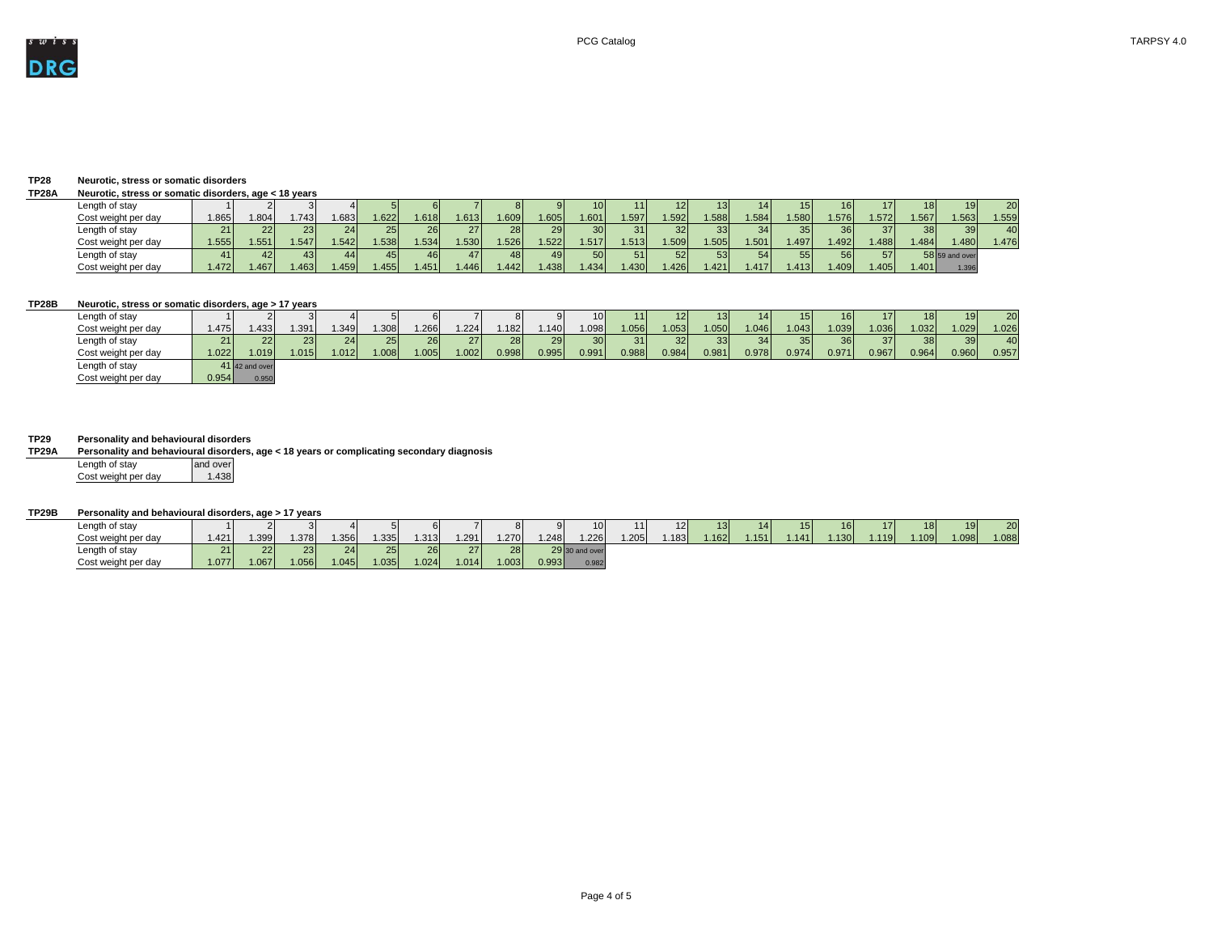**TP28** **Neurotic, stress or somatic disorders**

**TP28A** **Neurotic, stress or somatic disorders, age < 18 years**

| Length of stay | 1 | 2 | 3 | 4 | 5 | 6 | 7 | 8 | 9 | 10 | 11 | 12 | 13 | 14 | 15 | 16 | 17 | 18 | 19 | 20 |
|---|---|---|---|---|---|---|---|---|---|---|---|---|---|---|---|---|---|---|---|---|
| Cost weight per day | 1.865 | 1.804 | 1.743 | 1.683 | 1.622 | 1.618 | 1.613 | 1.609 | 1.605 | 1.601 | 1.597 | 1.592 | 1.588 | 1.584 | 1.580 | 1.576 | 1.572 | 1.567 | 1.563 | 1.559 |
| Length of stay | 21 | 22 | 23 | 24 | 25 | 26 | 27 | 28 | 29 | 30 | 31 | 32 | 33 | 34 | 35 | 36 | 37 | 38 | 39 | 40 |
| Cost weight per day | 1.555 | 1.551 | 1.547 | 1.542 | 1.538 | 1.534 | 1.530 | 1.526 | 1.522 | 1.517 | 1.513 | 1.509 | 1.505 | 1.501 | 1.497 | 1.492 | 1.488 | 1.484 | 1.480 | 1.476 |
| Length of stay | 41 | 42 | 43 | 44 | 45 | 46 | 47 | 48 | 49 | 50 | 51 | 52 | 53 | 54 | 55 | 56 | 57 | 58 | 59 and over | |
| Cost weight per day | 1.472 | 1.467 | 1.463 | 1.459 | 1.455 | 1.451 | 1.446 | 1.442 | 1.438 | 1.434 | 1.430 | 1.426 | 1.421 | 1.417 | 1.413 | 1.409 | 1.405 | 1.401 | 1.396 | |

**TP28B** **Neurotic, stress or somatic disorders, age > 17 years**

| Length of stay | 1 | 2 | 3 | 4 | 5 | 6 | 7 | 8 | 9 | 10 | 11 | 12 | 13 | 14 | 15 | 16 | 17 | 18 | 19 | 20 |
|---|---|---|---|---|---|---|---|---|---|---|---|---|---|---|---|---|---|---|---|---|
| Cost weight per day | 1.475 | 1.433 | 1.391 | 1.349 | 1.308 | 1.266 | 1.224 | 1.182 | 1.140 | 1.098 | 1.056 | 1.053 | 1.050 | 1.046 | 1.043 | 1.039 | 1.036 | 1.032 | 1.029 | 1.026 |
| Length of stay | 21 | 22 | 23 | 24 | 25 | 26 | 27 | 28 | 29 | 30 | 31 | 32 | 33 | 34 | 35 | 36 | 37 | 38 | 39 | 40 |
| Cost weight per day | 1.022 | 1.019 | 1.015 | 1.012 | 1.008 | 1.005 | 1.002 | 0.998 | 0.995 | 0.991 | 0.988 | 0.984 | 0.981 | 0.978 | 0.974 | 0.971 | 0.967 | 0.964 | 0.960 | 0.957 |
| Length of stay | 41 | 42 and over | | | | | | | | | | | | | | | | | | |
| Cost weight per day | 0.954 | 0.950 | | | | | | | | | | | | | | | | | | |

**TP29** **Personality and behavioural disorders**

**TP29A** **Personality and behavioural disorders, age < 18 years or complicating secondary diagnosis**

| Length of stay | and over |
|---|---|
| Cost weight per day | 1.438 |

**TP29B** **Personality and behavioural disorders, age > 17 years**

| Length of stay | 1 | 2 | 3 | 4 | 5 | 6 | 7 | 8 | 9 | 10 | 11 | 12 | 13 | 14 | 15 | 16 | 17 | 18 | 19 | 20 |
|---|---|---|---|---|---|---|---|---|---|---|---|---|---|---|---|---|---|---|---|---|
| Cost weight per day | 1.421 | 1.399 | 1.378 | 1.356 | 1.335 | 1.313 | 1.291 | 1.270 | 1.248 | 1.226 | 1.205 | 1.183 | 1.162 | 1.151 | 1.141 | 1.130 | 1.119 | 1.109 | 1.098 | 1.088 |
| Length of stay | 21 | 22 | 23 | 24 | 25 | 26 | 27 | 28 | 29 | 30 and over | | | | | | | | | | |
| Cost weight per day | 1.077 | 1.067 | 1.056 | 1.045 | 1.035 | 1.024 | 1.014 | 1.003 | 0.993 | 0.982 | | | | | | | | | | |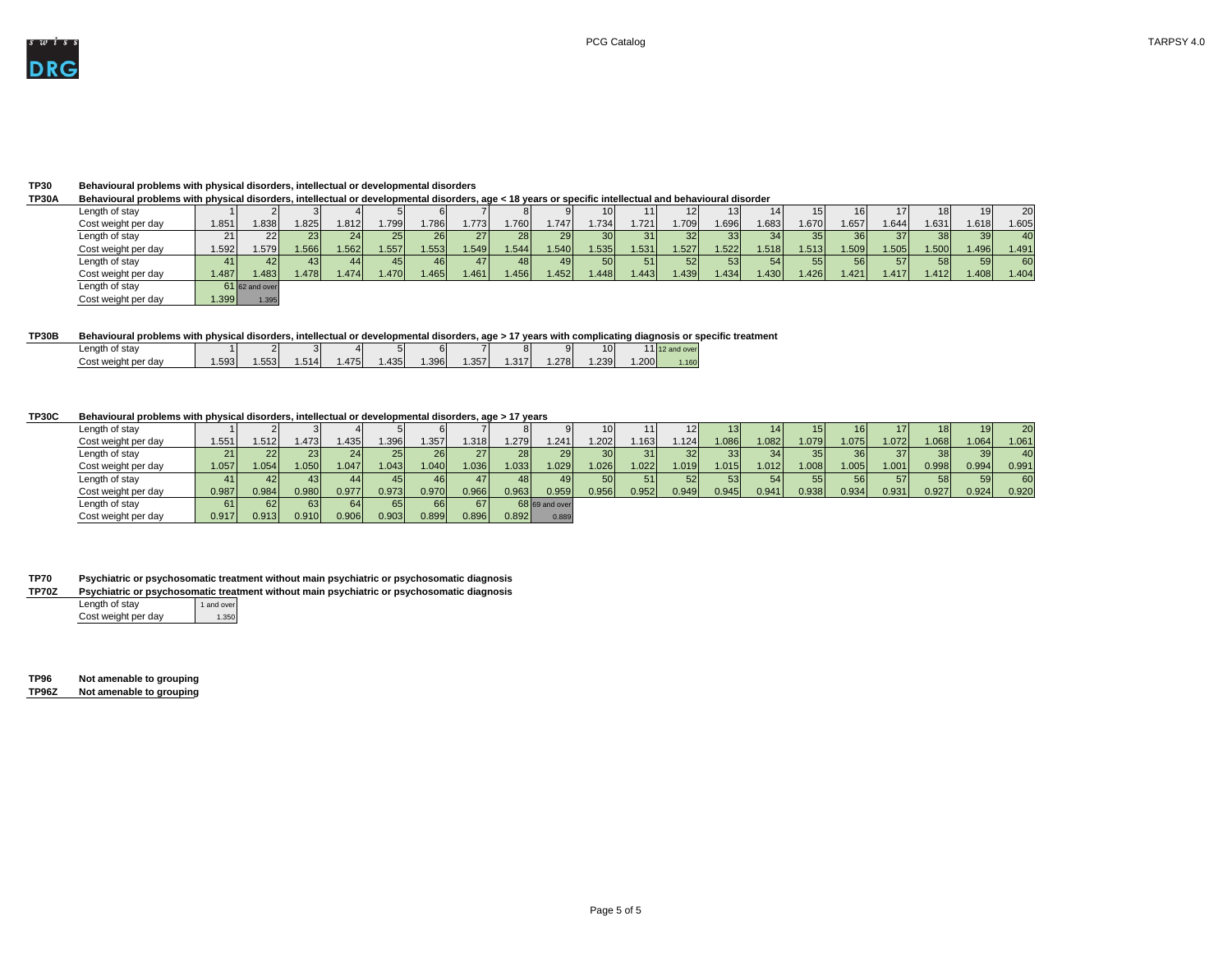**TP30** Behavioural problems with physical disorders, intellectual or developmental disorders

**TP30A** Behavioural problems with physical disorders, intellectual or developmental disorders, age < 18 years or specific intellectual and behavioural disorder

| | | | | | | | | | | | | | | | | | | | | |
|---|---|---|---|---|---|---|---|---|---|---|---|---|---|---|---|---|---|---|---|---|
| Length of stay | 1 | 2 | 3 | 4 | 5 | 6 | 7 | 8 | 9 | 10 | 11 | 12 | 13 | 14 | 15 | 16 | 17 | 18 | 19 | 20 |
| Cost weight per day | 1.851 | 1.838 | 1.825 | 1.812 | 1.799 | 1.786 | 1.773 | 1.760 | 1.747 | 1.734 | 1.721 | 1.709 | 1.696 | 1.683 | 1.670 | 1.657 | 1.644 | 1.631 | 1.618 | 1.605 |
| Length of stay | 21 | 22 | 23 | 24 | 25 | 26 | 27 | 28 | 29 | 30 | 31 | 32 | 33 | 34 | 35 | 36 | 37 | 38 | 39 | 40 |
| Cost weight per day | 1.592 | 1.579 | 1.566 | 1.562 | 1.557 | 1.553 | 1.549 | 1.544 | 1.540 | 1.535 | 1.531 | 1.527 | 1.522 | 1.518 | 1.513 | 1.509 | 1.505 | 1.500 | 1.496 | 1.491 |
| Length of stay | 41 | 42 | 43 | 44 | 45 | 46 | 47 | 48 | 49 | 50 | 51 | 52 | 53 | 54 | 55 | 56 | 57 | 58 | 59 | 60 |
| Cost weight per day | 1.487 | 1.483 | 1.478 | 1.474 | 1.470 | 1.465 | 1.461 | 1.456 | 1.452 | 1.448 | 1.443 | 1.439 | 1.434 | 1.430 | 1.426 | 1.421 | 1.417 | 1.412 | 1.408 | 1.404 |
| Length of stay | 61 | 62 and over | | | | | | | | | | | | | | | | | | |
| Cost weight per day | 1.399 | 1.395 | | | | | | | | | | | | | | | | | | |

**TP30B** Behavioural problems with physical disorders, intellectual or developmental disorders, age > 17 years with complicating diagnosis or specific treatment

| | | | | | | | | | | | | |
|---|---|---|---|---|---|---|---|---|---|---|---|---|
| Length of stay | 1 | 2 | 3 | 4 | 5 | 6 | 7 | 8 | 9 | 10 | 11 | 12 and over |
| Cost weight per day | 1.593 | 1.553 | 1.514 | 1.475 | 1.435 | 1.396 | 1.357 | 1.317 | 1.278 | 1.239 | 1.200 | 1.160 |

**TP30C** Behavioural problems with physical disorders, intellectual or developmental disorders, age > 17 years

| | | | | | | | | | | | | | | | | | | | | |
|---|---|---|---|---|---|---|---|---|---|---|---|---|---|---|---|---|---|---|---|---|
| Length of stay | 1 | 2 | 3 | 4 | 5 | 6 | 7 | 8 | 9 | 10 | 11 | 12 | 13 | 14 | 15 | 16 | 17 | 18 | 19 | 20 |
| Cost weight per day | 1.551 | 1.512 | 1.473 | 1.435 | 1.396 | 1.357 | 1.318 | 1.279 | 1.241 | 1.202 | 1.163 | 1.124 | 1.086 | 1.082 | 1.079 | 1.075 | 1.072 | 1.068 | 1.064 | 1.061 |
| Length of stay | 21 | 22 | 23 | 24 | 25 | 26 | 27 | 28 | 29 | 30 | 31 | 32 | 33 | 34 | 35 | 36 | 37 | 38 | 39 | 40 |
| Cost weight per day | 1.057 | 1.054 | 1.050 | 1.047 | 1.043 | 1.040 | 1.036 | 1.033 | 1.029 | 1.026 | 1.022 | 1.019 | 1.015 | 1.012 | 1.008 | 1.005 | 1.001 | 0.998 | 0.994 | 0.991 |
| Length of stay | 41 | 42 | 43 | 44 | 45 | 46 | 47 | 48 | 49 | 50 | 51 | 52 | 53 | 54 | 55 | 56 | 57 | 58 | 59 | 60 |
| Cost weight per day | 0.987 | 0.984 | 0.980 | 0.977 | 0.973 | 0.970 | 0.966 | 0.963 | 0.959 | 0.956 | 0.952 | 0.949 | 0.945 | 0.941 | 0.938 | 0.934 | 0.931 | 0.927 | 0.924 | 0.920 |
| Length of stay | 61 | 62 | 63 | 64 | 65 | 66 | 67 | 68 | 69 and over | | | | | | | | | | | |
| Cost weight per day | 0.917 | 0.913 | 0.910 | 0.906 | 0.903 | 0.899 | 0.896 | 0.892 | 0.889 | | | | | | | | | | | |

**TP70** Psychiatric or psychosomatic treatment without main psychiatric or psychosomatic diagnosis

**TP70Z** Psychiatric or psychosomatic treatment without main psychiatric or psychosomatic diagnosis

| | |
|---|---|
| Length of stay | 1 and over |
| Cost weight per day | 1.350 |

**TP96** Not amenable to grouping

**TP96Z** Not amenable to grouping